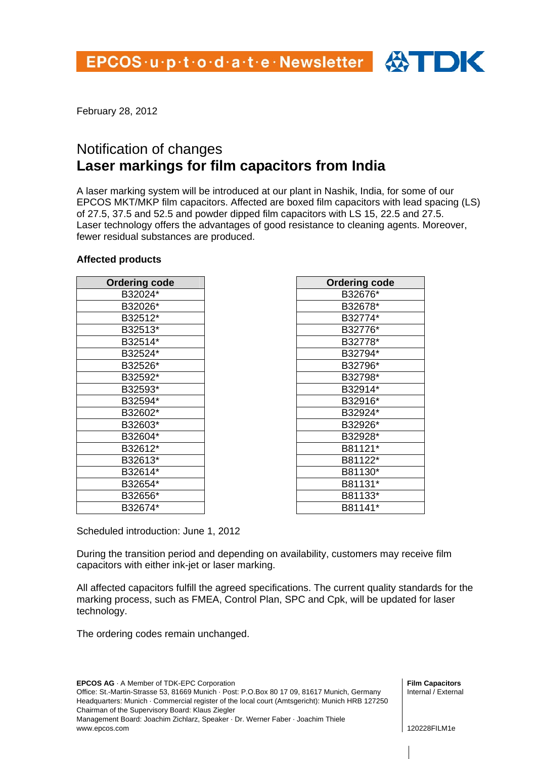EPCOS·u·p·t·o·d·a·t·e·Newsletter

February 28, 2012

# Notification of changes
# **Laser markings for film capacitors from India**

A laser marking system will be introduced at our plant in Nashik, India, for some of our EPCOS MKT/MKP film capacitors. Affected are boxed film capacitors with lead spacing (LS) of 27.5, 37.5 and 52.5 and powder dipped film capacitors with LS 15, 22.5 and 27.5. Laser technology offers the advantages of good resistance to cleaning agents. Moreover, fewer residual substances are produced.

**Affected products**

| Ordering code |
|---|
| B32024* |
| B32026* |
| B32512* |
| B32513* |
| B32514* |
| B32524* |
| B32526* |
| B32592* |
| B32593* |
| B32594* |
| B32602* |
| B32603* |
| B32604* |
| B32612* |
| B32613* |
| B32614* |
| B32654* |
| B32656* |
| B32674* |

| Ordering code |
|---|
| B32676* |
| B32678* |
| B32774* |
| B32776* |
| B32778* |
| B32794* |
| B32796* |
| B32798* |
| B32914* |
| B32916* |
| B32924* |
| B32926* |
| B32928* |
| B81121* |
| B81122* |
| B81130* |
| B81131* |
| B81133* |
| B81141* |

Scheduled introduction: June 1, 2012

During the transition period and depending on availability, customers may receive film capacitors with either ink-jet or laser marking.

All affected capacitors fulfill the agreed specifications. The current quality standards for the marking process, such as FMEA, Control Plan, SPC and Cpk, will be updated for laser technology.

The ordering codes remain unchanged.

**EPCOS AG** · A Member of TDK-EPC Corporation
Office: St.-Martin-Strasse 53, 81669 Munich · Post: P.O.Box 80 17 09, 81617 Munich, Germany
Headquarters: Munich · Commercial register of the local court (Amtsgericht): Munich HRB 127250
Chairman of the Supervisory Board: Klaus Ziegler
Management Board: Joachim Zichlarz, Speaker · Dr. Werner Faber · Joachim Thiele
www.epcos.com

**Film Capacitors**
Internal / External

120228FILM1e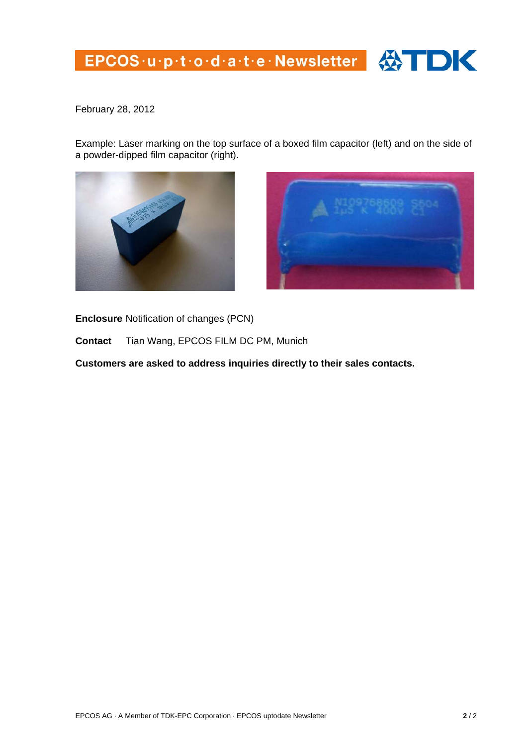February 28, 2012

Example: Laser marking on the top surface of a boxed film capacitor (left) and on the side of a powder-dipped film capacitor (right).

**Enclosure** Notification of changes (PCN)

**Contact** Tian Wang, EPCOS FILM DC PM, Munich

**Customers are asked to address inquiries directly to their sales contacts.**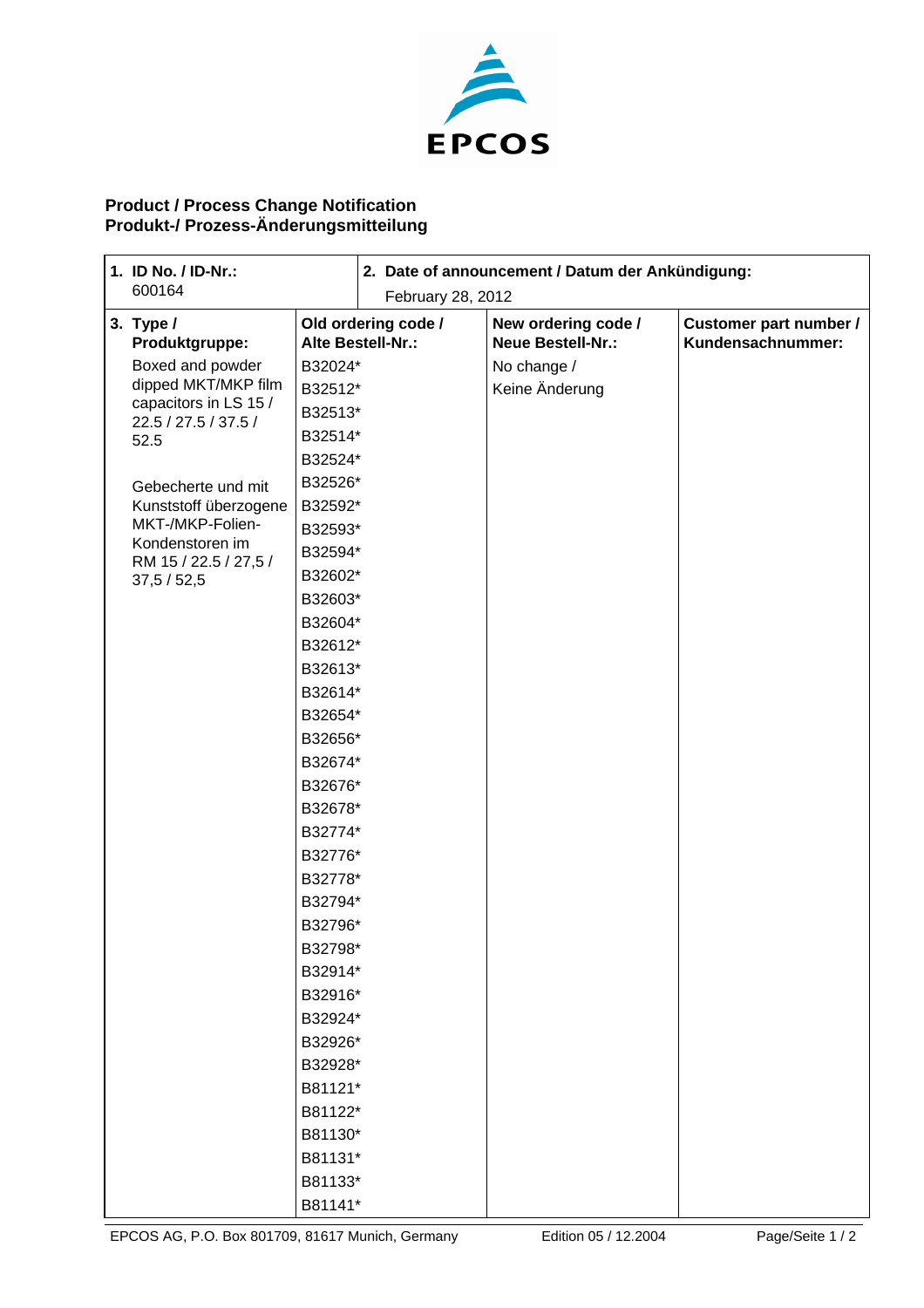EPCOS

**Product / Process Change Notification**
**Produkt-/ Prozess-Änderungsmitteilung**

| **1. ID No. / ID-Nr.:** 600164 | | **2. Date of announcement / Datum der Ankündigung:** February 28, 2012 | |
|---|---|---|---|
| **3. Type / Produktgruppe:** | **Old ordering code / Alte Bestell-Nr.:** | **New ordering code / Neue Bestell-Nr.:** | **Customer part number / Kundensachnummer:** |
| Boxed and powder dipped MKT/MKP film capacitors in LS 15 / 22.5 / 27.5 / 37.5 / 52.5 | B32024* | No change / Keine Änderung | |
| | B32512* | | |
| | B32513* | | |
| | B32514* | | |
| | B32524* | | |
| Gebecherte und mit Kunststoff überzogene MKT-/MKP-Folien-Kondenstoren im RM 15 / 22.5 / 27,5 / 37,5 / 52,5 | B32526* | | |
| | B32592* | | |
| | B32593* | | |
| | B32594* | | |
| | B32602* | | |
| | B32603* | | |
| | B32604* | | |
| | B32612* | | |
| | B32613* | | |
| | B32614* | | |
| | B32654* | | |
| | B32656* | | |
| | B32674* | | |
| | B32676* | | |
| | B32678* | | |
| | B32774* | | |
| | B32776* | | |
| | B32778* | | |
| | B32794* | | |
| | B32796* | | |
| | B32798* | | |
| | B32914* | | |
| | B32916* | | |
| | B32924* | | |
| | B32926* | | |
| | B32928* | | |
| | B81121* | | |
| | B81122* | | |
| | B81130* | | |
| | B81131* | | |
| | B81133* | | |
| | B81141* | | |

EPCOS AG, P.O. Box 801709, 81617 Munich, Germany — Edition 05 / 12.2004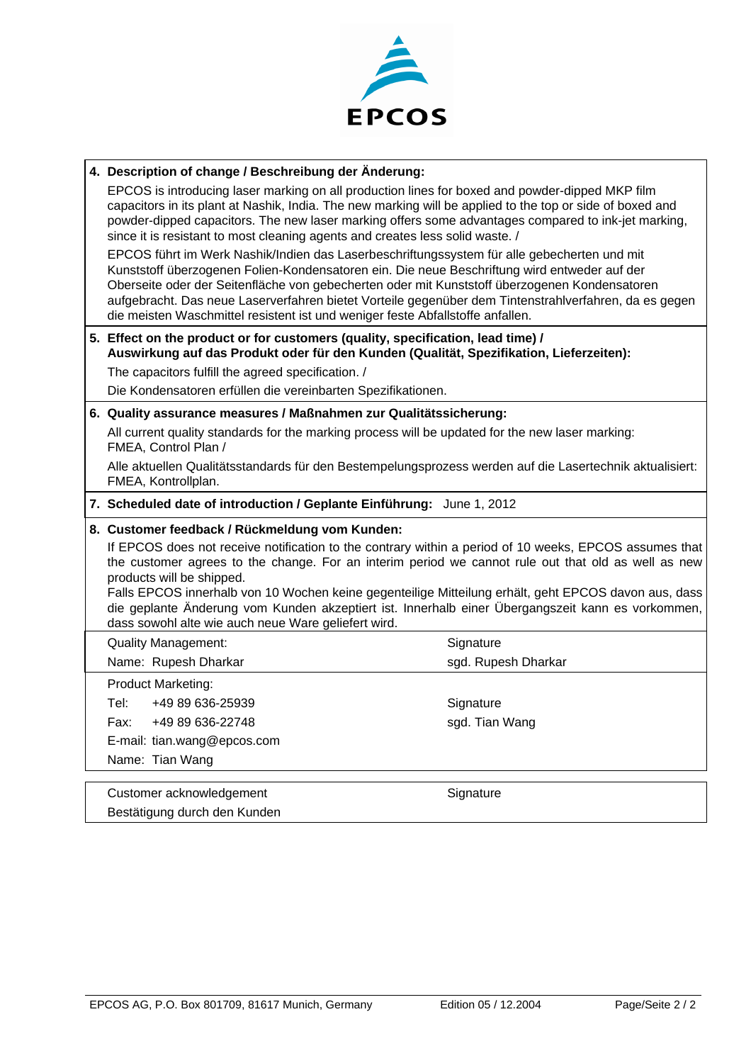EPCOS

**4. Description of change / Beschreibung der Änderung:**

EPCOS is introducing laser marking on all production lines for boxed and powder-dipped MKP film capacitors in its plant at Nashik, India. The new marking will be applied to the top or side of boxed and powder-dipped capacitors. The new laser marking offers some advantages compared to ink-jet marking, since it is resistant to most cleaning agents and creates less solid waste. /

EPCOS führt im Werk Nashik/Indien das Laserbeschriftungssystem für alle gebecherten und mit Kunststoff überzogenen Folien-Kondensatoren ein. Die neue Beschriftung wird entweder auf der Oberseite oder der Seitenfläche von gebecherten oder mit Kunststoff überzogenen Kondensatoren aufgebracht. Das neue Laserverfahren bietet Vorteile gegenüber dem Tintenstrahlverfahren, da es gegen die meisten Waschmittel resistent ist und weniger feste Abfallstoffe anfallen.

**5. Effect on the product or for customers (quality, specification, lead time) / Auswirkung auf das Produkt oder für den Kunden (Qualität, Spezifikation, Lieferzeiten):**

The capacitors fulfill the agreed specification. /

Die Kondensatoren erfüllen die vereinbarten Spezifikationen.

**6. Quality assurance measures / Maßnahmen zur Qualitätssicherung:**

All current quality standards for the marking process will be updated for the new laser marking: FMEA, Control Plan /

Alle aktuellen Qualitätsstandards für den Bestempelungsprozess werden auf die Lasertechnik aktualisiert: FMEA, Kontrollplan.

**7. Scheduled date of introduction / Geplante Einführung:** June 1, 2012

**8. Customer feedback / Rückmeldung vom Kunden:**

If EPCOS does not receive notification to the contrary within a period of 10 weeks, EPCOS assumes that the customer agrees to the change. For an interim period we cannot rule out that old as well as new products will be shipped.

Falls EPCOS innerhalb von 10 Wochen keine gegenteilige Mitteilung erhält, geht EPCOS davon aus, dass die geplante Änderung vom Kunden akzeptiert ist. Innerhalb einer Übergangszeit kann es vorkommen, dass sowohl alte wie auch neue Ware geliefert wird.

| | |
|---|---|
| Quality Management: | Signature |
| Name: Rupesh Dharkar | sgd. Rupesh Dharkar |

| | |
|---|---|
| Product Marketing: | |
| Tel: +49 89 636-25939 | Signature |
| Fax: +49 89 636-22748 | sgd. Tian Wang |
| E-mail: tian.wang@epcos.com | |
| Name: Tian Wang | |

| | |
|---|---|
| Customer acknowledgement | Signature |
| Bestätigung durch den Kunden | |

EPCOS AG, P.O. Box 801709, 81617 Munich, Germany    Edition 05 / 12.2004